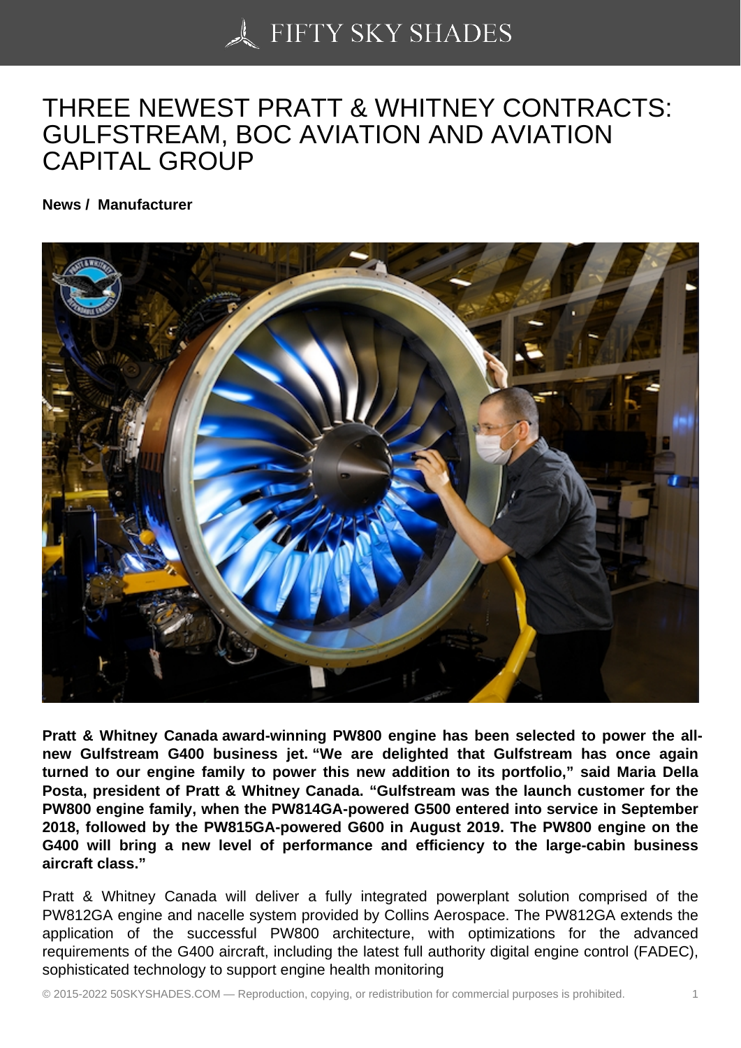# THREE NEWEST PRATT & WHITNEY CONTRACTS: GULFSTREAM, BOC AVIATION AND AVIATION CAPITAL GROUP

**News / Manufacturer**

**Pratt & Whitney Canada award-winning PW800 engine has been selected to power the all-new Gulfstream G400 business jet. "We are delighted that Gulfstream has once again turned to our engine family to power this new addition to its portfolio," said Maria Della Posta, president of Pratt & Whitney Canada. "Gulfstream was the launch customer for the PW800 engine family, when the PW814GA-powered G500 entered into service in September 2018, followed by the PW815GA-powered G600 in August 2019. The PW800 engine on the G400 will bring a new level of performance and efficiency to the large-cabin business aircraft class."**

Pratt & Whitney Canada will deliver a fully integrated powerplant solution comprised of the PW812GA engine and nacelle system provided by Collins Aerospace. The PW812GA extends the application of the successful PW800 architecture, with optimizations for the advanced requirements of the G400 aircraft, including the latest full authority digital engine control (FADEC), sophisticated technology to support engine health monitoring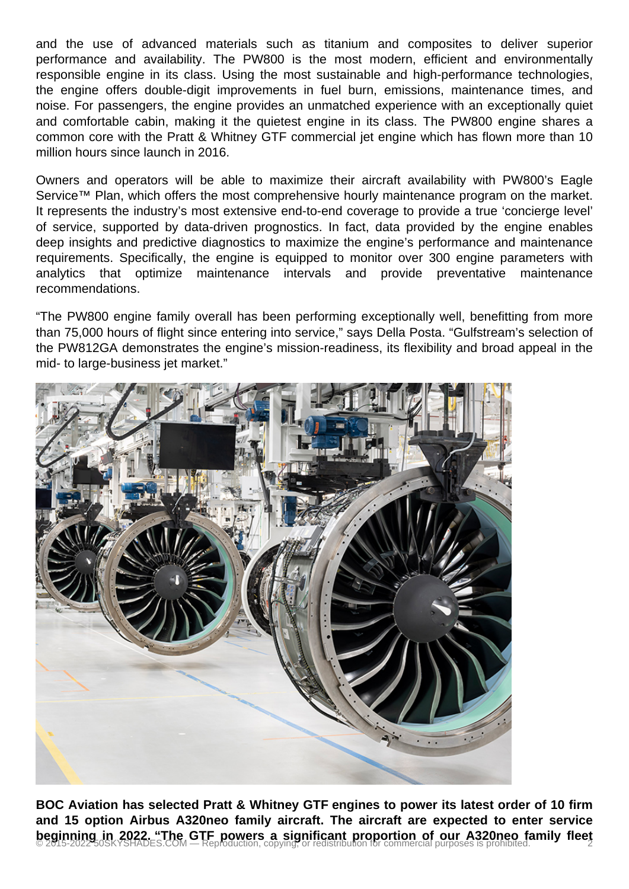and the use of advanced materials such as titanium and composites to deliver superior performance and availability. The PW800 is the most modern, efficient and environmentally responsible engine in its class. Using the most sustainable and high-performance technologies, the engine offers double-digit improvements in fuel burn, emissions, maintenance times, and noise. For passengers, the engine provides an unmatched experience with an exceptionally quiet and comfortable cabin, making it the quietest engine in its class. The PW800 engine shares a common core with the Pratt & Whitney GTF commercial jet engine which has flown more than 10 million hours since launch in 2016.

Owners and operators will be able to maximize their aircraft availability with PW800's Eagle Service™ Plan, which offers the most comprehensive hourly maintenance program on the market. It represents the industry's most extensive end-to-end coverage to provide a true 'concierge level' of service, supported by data-driven prognostics. In fact, data provided by the engine enables deep insights and predictive diagnostics to maximize the engine's performance and maintenance requirements. Specifically, the engine is equipped to monitor over 300 engine parameters with analytics that optimize maintenance intervals and provide preventative maintenance recommendations.

"The PW800 engine family overall has been performing exceptionally well, benefitting from more than 75,000 hours of flight since entering into service," says Della Posta. "Gulfstream's selection of the PW812GA demonstrates the engine's mission-readiness, its flexibility and broad appeal in the mid- to large-business jet market."

**BOC Aviation has selected Pratt & Whitney GTF engines to power its latest order of 10 firm and 15 option Airbus A320neo family aircraft. The aircraft are expected to enter service beginning in 2022. "The GTF powers a significant proportion of our A320neo family fleet**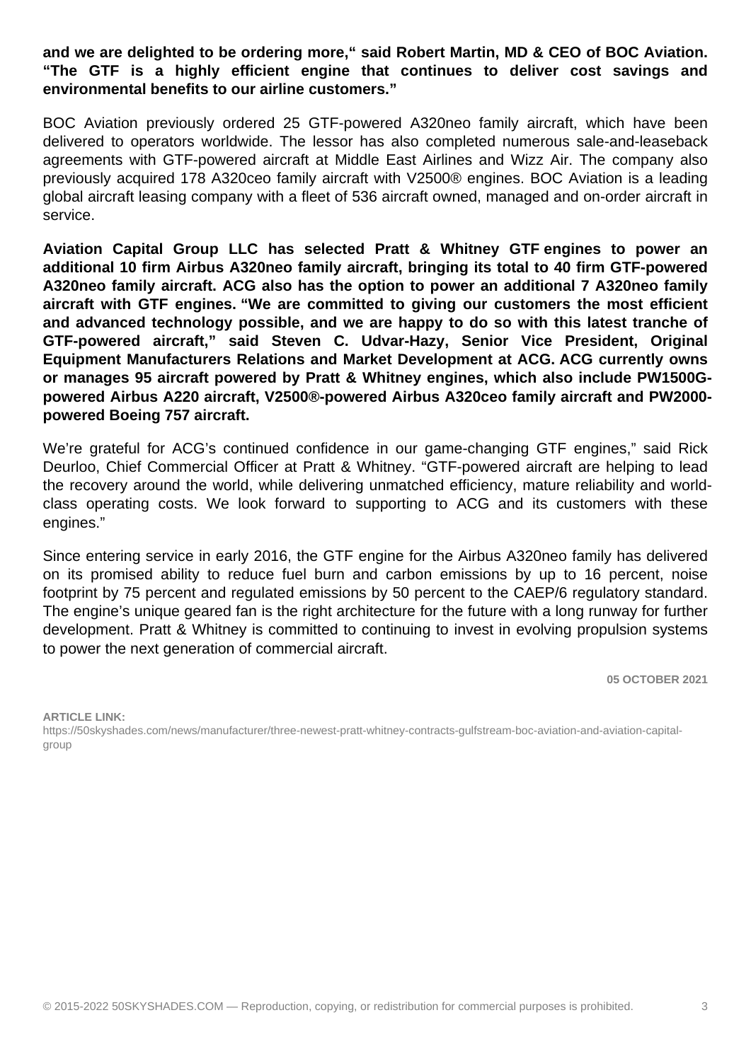**and we are delighted to be ordering more," said Robert Martin, MD & CEO of BOC Aviation. "The GTF is a highly efficient engine that continues to deliver cost savings and environmental benefits to our airline customers."**

BOC Aviation previously ordered 25 GTF-powered A320neo family aircraft, which have been delivered to operators worldwide. The lessor has also completed numerous sale-and-leaseback agreements with GTF-powered aircraft at Middle East Airlines and Wizz Air. The company also previously acquired 178 A320ceo family aircraft with V2500® engines. BOC Aviation is a leading global aircraft leasing company with a fleet of 536 aircraft owned, managed and on-order aircraft in service.

**Aviation Capital Group LLC has selected Pratt & Whitney GTF engines to power an additional 10 firm Airbus A320neo family aircraft, bringing its total to 40 firm GTF-powered A320neo family aircraft. ACG also has the option to power an additional 7 A320neo family aircraft with GTF engines. "We are committed to giving our customers the most efficient and advanced technology possible, and we are happy to do so with this latest tranche of GTF-powered aircraft," said Steven C. Udvar-Hazy, Senior Vice President, Original Equipment Manufacturers Relations and Market Development at ACG. ACG currently owns or manages 95 aircraft powered by Pratt & Whitney engines, which also include PW1500G-powered Airbus A220 aircraft, V2500®-powered Airbus A320ceo family aircraft and PW2000-powered Boeing 757 aircraft.**

We're grateful for ACG's continued confidence in our game-changing GTF engines," said Rick Deurloo, Chief Commercial Officer at Pratt & Whitney. "GTF-powered aircraft are helping to lead the recovery around the world, while delivering unmatched efficiency, mature reliability and world-class operating costs. We look forward to supporting to ACG and its customers with these engines."

Since entering service in early 2016, the GTF engine for the Airbus A320neo family has delivered on its promised ability to reduce fuel burn and carbon emissions by up to 16 percent, noise footprint by 75 percent and regulated emissions by 50 percent to the CAEP/6 regulatory standard. The engine's unique geared fan is the right architecture for the future with a long runway for further development. Pratt & Whitney is committed to continuing to invest in evolving propulsion systems to power the next generation of commercial aircraft.

**05 OCTOBER 2021**

**ARTICLE LINK:**
https://50skyshades.com/news/manufacturer/three-newest-pratt-whitney-contracts-gulfstream-boc-aviation-and-aviation-capital-group